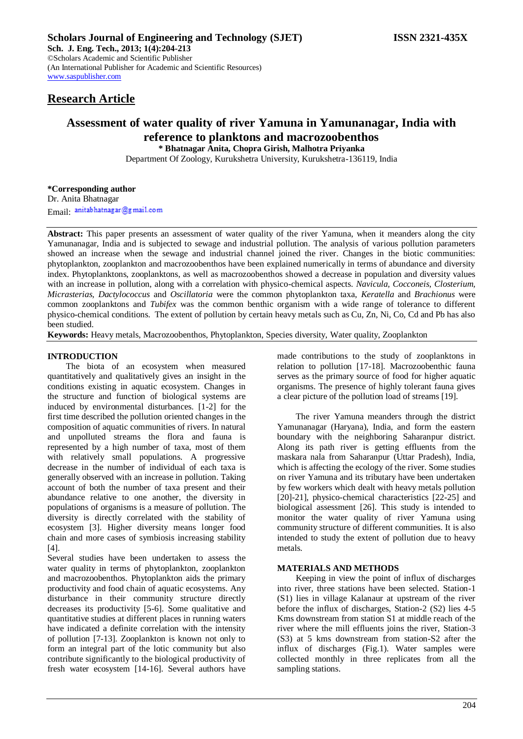**Scholars Journal of Engineering and Technology (SJET)** **ISSN 2321-435X**
**Sch. J. Eng. Tech., 2013; 1(4):204-213**
©Scholars Academic and Scientific Publisher
(An International Publisher for Academic and Scientific Resources)
www.saspublisher.com

## Research Article

# Assessment of water quality of river Yamuna in Yamunanagar, India with reference to planktons and macrozoobenthos

**\* Bhatnagar Anita, Chopra Girish, Malhotra Priyanka**
Department Of Zoology, Kurukshetra University, Kurukshetra-136119, India

**\*Corresponding author**
Dr. Anita Bhatnagar
Email: anitabhatnagar@gmail.com

**Abstract:** This paper presents an assessment of water quality of the river Yamuna, when it meanders along the city Yamunanagar, India and is subjected to sewage and industrial pollution. The analysis of various pollution parameters showed an increase when the sewage and industrial channel joined the river. Changes in the biotic communities: phytoplankton, zooplankton and macrozoobenthos have been explained numerically in terms of abundance and diversity index. Phytoplanktons, zooplanktons, as well as macrozoobenthos showed a decrease in population and diversity values with an increase in pollution, along with a correlation with physico-chemical aspects. *Navicula, Cocconeis*, *Closterium, Micrasterias*, *Dactylococcus* and *Oscillatoria* were the common phytoplankton taxa, *Keratella* and *Brachionus* were common zooplanktons and *Tubifex* was the common benthic organism with a wide range of tolerance to different physico-chemical conditions. The extent of pollution by certain heavy metals such as Cu, Zn, Ni, Co, Cd and Pb has also been studied.

**Keywords:** Heavy metals, Macrozoobenthos, Phytoplankton, Species diversity, Water quality, Zooplankton

## INTRODUCTION

The biota of an ecosystem when measured quantitatively and qualitatively gives an insight in the conditions existing in aquatic ecosystem. Changes in the structure and function of biological systems are induced by environmental disturbances. [1-2] for the first time described the pollution oriented changes in the composition of aquatic communities of rivers. In natural and unpolluted streams the flora and fauna is represented by a high number of taxa, most of them with relatively small populations. A progressive decrease in the number of individual of each taxa is generally observed with an increase in pollution. Taking account of both the number of taxa present and their abundance relative to one another, the diversity in populations of organisms is a measure of pollution. The diversity is directly correlated with the stability of ecosystem [3]. Higher diversity means longer food chain and more cases of symbiosis increasing stability [4].

Several studies have been undertaken to assess the water quality in terms of phytoplankton, zooplankton and macrozoobenthos. Phytoplankton aids the primary productivity and food chain of aquatic ecosystems. Any disturbance in their community structure directly decreases its productivity [5-6]. Some qualitative and quantitative studies at different places in running waters have indicated a definite correlation with the intensity of pollution [7-13]. Zooplankton is known not only to form an integral part of the lotic community but also contribute significantly to the biological productivity of fresh water ecosystem [14-16]. Several authors have made contributions to the study of zooplanktons in relation to pollution [17-18]. Macrozoobenthic fauna serves as the primary source of food for higher aquatic organisms. The presence of highly tolerant fauna gives a clear picture of the pollution load of streams [19].

The river Yamuna meanders through the district Yamunanagar (Haryana), India, and form the eastern boundary with the neighboring Saharanpur district. Along its path river is getting effluents from the maskara nala from Saharanpur (Uttar Pradesh), India, which is affecting the ecology of the river. Some studies on river Yamuna and its tributary have been undertaken by few workers which dealt with heavy metals pollution [20]-21], physico-chemical characteristics [22-25] and biological assessment [26]. This study is intended to monitor the water quality of river Yamuna using community structure of different communities. It is also intended to study the extent of pollution due to heavy metals.

## MATERIALS AND METHODS

Keeping in view the point of influx of discharges into river, three stations have been selected. Station-1 (S1) lies in village Kalanaur at upstream of the river before the influx of discharges, Station-2 (S2) lies 4-5 Kms downstream from station S1 at middle reach of the river where the mill effluents joins the river, Station-3 (S3) at 5 kms downstream from station-S2 after the influx of discharges (Fig.1). Water samples were collected monthly in three replicates from all the sampling stations.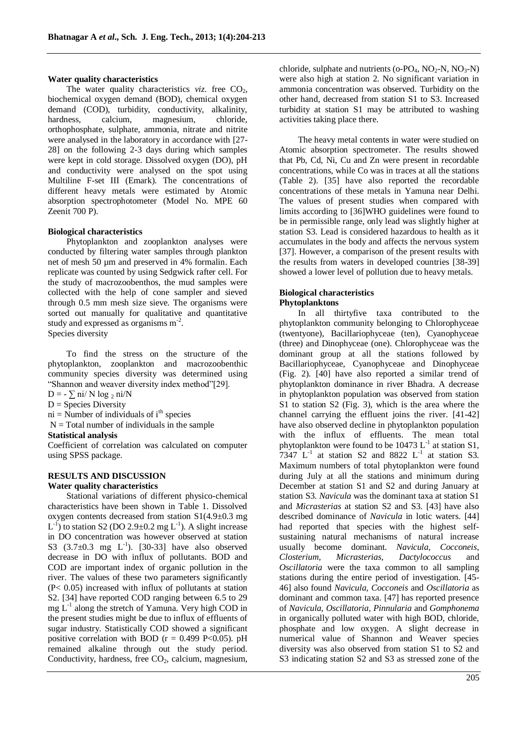**Water quality characteristics**

The water quality characteristics *viz*. free $CO_2$, biochemical oxygen demand (BOD), chemical oxygen demand (COD), turbidity, conductivity, alkalinity, hardness, calcium, magnesium, chloride, orthophosphate, sulphate, ammonia, nitrate and nitrite were analysed in the laboratory in accordance with [27-28] on the following 2-3 days during which samples were kept in cold storage. Dissolved oxygen (DO), pH and conductivity were analysed on the spot using Multiline F-set III (Emark). The concentrations of different heavy metals were estimated by Atomic absorption spectrophotometer (Model No. MPE 60 Zeenit 700 P).

**Biological characteristics**

Phytoplankton and zooplankton analyses were conducted by filtering water samples through plankton net of mesh 50 µm and preserved in 4% formalin. Each replicate was counted by using Sedgwick rafter cell. For the study of macrozoobenthos, the mud samples were collected with the help of cone sampler and sieved through 0.5 mm mesh size sieve. The organisms were sorted out manually for qualitative and quantitative study and expressed as organisms $m^{-2}$.

Species diversity

To find the stress on the structure of the phytoplankton, zooplankton and macrozoobenthic community species diversity was determined using "Shannon and weaver diversity index method"[29].

$D = - \sum ni/ N \log_2 ni/N$

D = Species Diversity

ni = Number of individuals of $i^{th}$ species

N = Total number of individuals in the sample

**Statistical analysis**

Coefficient of correlation was calculated on computer using SPSS package.

## RESULTS AND DISCUSSION

**Water quality characteristics**

Stational variations of different physico-chemical characteristics have been shown in Table 1. Dissolved oxygen contents decreased from station S1(4.9±0.3 mg $L^{-1}$) to station S2 (DO 2.9±0.2 mg $L^{-1}$). A slight increase in DO concentration was however observed at station S3 (3.7±0.3 mg $L^{-1}$). [30-33] have also observed decrease in DO with influx of pollutants. BOD and COD are important index of organic pollution in the river. The values of these two parameters significantly ($P< 0.05$) increased with influx of pollutants at station S2. [34] have reported COD ranging between 6.5 to 29 mg $L^{-1}$ along the stretch of Yamuna. Very high COD in the present studies might be due to influx of effluents of sugar industry. Statistically COD showed a significant positive correlation with BOD ($r = 0.499$ $P<0.05$). pH remained alkaline through out the study period. Conductivity, hardness, free $CO_2$, calcium, magnesium, chloride, sulphate and nutrients (o-$PO_4$, $NO_2$-N, $NO_3$-N) were also high at station 2. No significant variation in ammonia concentration was observed. Turbidity on the other hand, decreased from station S1 to S3. Increased turbidity at station S1 may be attributed to washing activities taking place there.

The heavy metal contents in water were studied on Atomic absorption spectrometer. The results showed that Pb, Cd, Ni, Cu and Zn were present in recordable concentrations, while Co was in traces at all the stations (Table 2). [35] have also reported the recordable concentrations of these metals in Yamuna near Delhi. The values of present studies when compared with limits according to [36]WHO guidelines were found to be in permissible range, only lead was slightly higher at station S3. Lead is considered hazardous to health as it accumulates in the body and affects the nervous system [37]. However, a comparison of the present results with the results from waters in developed countries [38-39] showed a lower level of pollution due to heavy metals.

**Biological characteristics**

**Phytoplanktons**

In all thirtyfive taxa contributed to the phytoplankton community belonging to Chlorophyceae (twentyone), Bacillariophyceae (ten), Cyanophyceae (three) and Dinophyceae (one). Chlorophyceae was the dominant group at all the stations followed by Bacillariophyceae, Cyanophyceae and Dinophyceae (Fig. 2). [40] have also reported a similar trend of phytoplankton dominance in river Bhadra. A decrease in phytoplankton population was observed from station S1 to station S2 (Fig. 3), which is the area where the channel carrying the effluent joins the river. [41-42] have also observed decline in phytoplankton population with the influx of effluents. The mean total phytoplankton were found to be 10473 $L^{-1}$ at station S1, 7347 $L^{-1}$ at station S2 and 8822 $L^{-1}$ at station S3. Maximum numbers of total phytoplankton were found during July at all the stations and minimum during December at station S1 and S2 and during January at station S3. *Navicula* was the dominant taxa at station S1 and *Micrasterias* at station S2 and S3. [43] have also described dominance of *Navicula* in lotic waters. [44] had reported that species with the highest self-sustaining natural mechanisms of natural increase usually become dominant. *Navicula, Cocconeis, Closterium, Micrasterias, Dactylococcus* and *Oscillatoria* were the taxa common to all sampling stations during the entire period of investigation. [45-46] also found *Navicula, Cocconeis* and *Oscillatoria* as dominant and common taxa. [47] has reported presence of *Navicula, Oscillatoria, Pinnularia* and *Gomphonema* in organically polluted water with high BOD, chloride, phosphate and low oxygen. A slight decrease in numerical value of Shannon and Weaver species diversity was also observed from station S1 to S2 and S3 indicating station S2 and S3 as stressed zone of the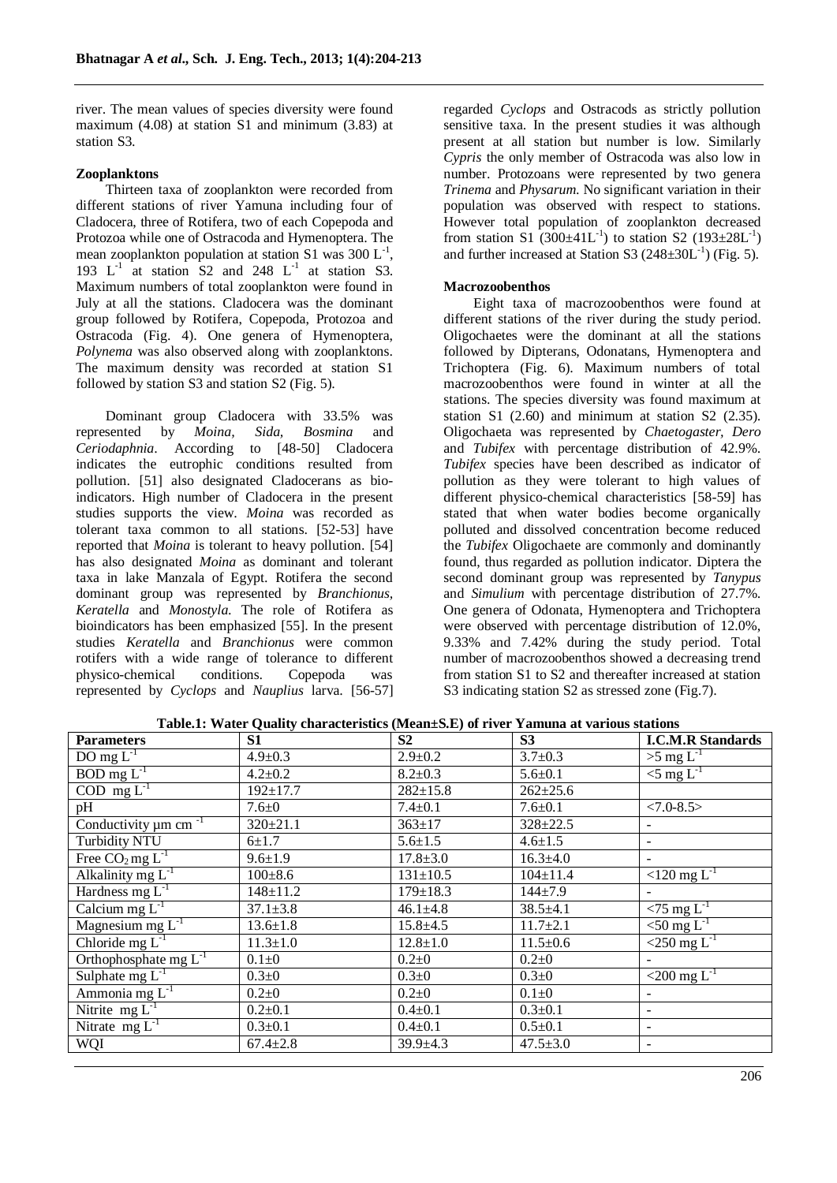river. The mean values of species diversity were found maximum (4.08) at station S1 and minimum (3.83) at station S3.

**Zooplanktons**

Thirteen taxa of zooplankton were recorded from different stations of river Yamuna including four of Cladocera, three of Rotifera, two of each Copepoda and Protozoa while one of Ostracoda and Hymenoptera. The mean zooplankton population at station S1 was 300 $L^{-1}$, 193 $L^{-1}$ at station S2 and 248 $L^{-1}$ at station S3. Maximum numbers of total zooplankton were found in July at all the stations. Cladocera was the dominant group followed by Rotifera, Copepoda, Protozoa and Ostracoda (Fig. 4). One genera of Hymenoptera, *Polynema* was also observed along with zooplanktons. The maximum density was recorded at station S1 followed by station S3 and station S2 (Fig. 5).

Dominant group Cladocera with 33.5% was represented by *Moina, Sida, Bosmina* and *Ceriodaphnia*. According to [48-50] Cladocera indicates the eutrophic conditions resulted from pollution. [51] also designated Cladocerans as bio-indicators. High number of Cladocera in the present studies supports the view. *Moina* was recorded as tolerant taxa common to all stations. [52-53] have reported that *Moina* is tolerant to heavy pollution. [54] has also designated *Moina* as dominant and tolerant taxa in lake Manzala of Egypt. Rotifera the second dominant group was represented by *Branchionus, Keratella* and *Monostyla*. The role of Rotifera as bioindicators has been emphasized [55]. In the present studies *Keratella* and *Branchionus* were common rotifers with a wide range of tolerance to different physico-chemical conditions. Copepoda was represented by *Cyclops* and *Nauplius* larva. [56-57] regarded *Cyclops* and Ostracods as strictly pollution sensitive taxa. In the present studies it was although present at all station but number is low. Similarly *Cypris* the only member of Ostracoda was also low in number. Protozoans were represented by two genera *Trinema* and *Physarum*. No significant variation in their population was observed with respect to stations. However total population of zooplankton decreased from station S1 ($300\pm41L^{-1}$) to station S2 ($193\pm28L^{-1}$) and further increased at Station S3 ($248\pm30L^{-1}$) (Fig. 5).

**Macrozoobenthos**

Eight taxa of macrozoobenthos were found at different stations of the river during the study period. Oligochaetes were the dominant at all the stations followed by Dipterans, Odonatans, Hymenoptera and Trichoptera (Fig. 6). Maximum numbers of total macrozoobenthos were found in winter at all the stations. The species diversity was found maximum at station S1 (2.60) and minimum at station S2 (2.35). Oligochaeta was represented by *Chaetogaster, Dero* and *Tubifex* with percentage distribution of 42.9%. *Tubifex* species have been described as indicator of pollution as they were tolerant to high values of different physico-chemical characteristics [58-59] has stated that when water bodies become organically polluted and dissolved concentration become reduced the *Tubifex* Oligochaete are commonly and dominantly found, thus regarded as pollution indicator. Diptera the second dominant group was represented by *Tanypus* and *Simulium* with percentage distribution of 27.7%. One genera of Odonata, Hymenoptera and Trichoptera were observed with percentage distribution of 12.0%, 9.33% and 7.42% during the study period. Total number of macrozoobenthos showed a decreasing trend from station S1 to S2 and thereafter increased at station S3 indicating station S2 as stressed zone (Fig.7).

**Table.1: Water Quality characteristics (Mean±S.E) of river Yamuna at various stations**

| Parameters | S1 | S2 | S3 | I.C.M.R Standards |
|---|---|---|---|---|
| DO mg $L^{-1}$ | 4.9±0.3 | 2.9±0.2 | 3.7±0.3 | >5 mg $L^{-1}$ |
| BOD mg $L^{-1}$ | 4.2±0.2 | 8.2±0.3 | 5.6±0.1 | <5 mg $L^{-1}$ |
| COD mg $L^{-1}$ | 192±17.7 | 282±15.8 | 262±25.6 | |
| pH | 7.6±0 | 7.4±0.1 | 7.6±0.1 | <7.0-8.5> |
| Conductivity µm $cm^{-1}$ | 320±21.1 | 363±17 | 328±22.5 | - |
| Turbidity NTU | 6±1.7 | 5.6±1.5 | 4.6±1.5 | - |
| Free $CO_2$ mg $L^{-1}$ | 9.6±1.9 | 17.8±3.0 | 16.3±4.0 | - |
| Alkalinity mg $L^{-1}$ | 100±8.6 | 131±10.5 | 104±11.4 | <120 mg $L^{-1}$ |
| Hardness mg $L^{-1}$ | 148±11.2 | 179±18.3 | 144±7.9 | - |
| Calcium mg $L^{-1}$ | 37.1±3.8 | 46.1±4.8 | 38.5±4.1 | <75 mg $L^{-1}$ |
| Magnesium mg $L^{-1}$ | 13.6±1.8 | 15.8±4.5 | 11.7±2.1 | <50 mg $L^{-1}$ |
| Chloride mg $L^{-1}$ | 11.3±1.0 | 12.8±1.0 | 11.5±0.6 | <250 mg $L^{-1}$ |
| Orthophosphate mg $L^{-1}$ | 0.1±0 | 0.2±0 | 0.2±0 | - |
| Sulphate mg $L^{-1}$ | 0.3±0 | 0.3±0 | 0.3±0 | <200 mg $L^{-1}$ |
| Ammonia mg $L^{-1}$ | 0.2±0 | 0.2±0 | 0.1±0 | - |
| Nitrite mg $L^{-1}$ | 0.2±0.1 | 0.4±0.1 | 0.3±0.1 | - |
| Nitrate mg $L^{-1}$ | 0.3±0.1 | 0.4±0.1 | 0.5±0.1 | - |
| WQI | 67.4±2.8 | 39.9±4.3 | 47.5±3.0 | - |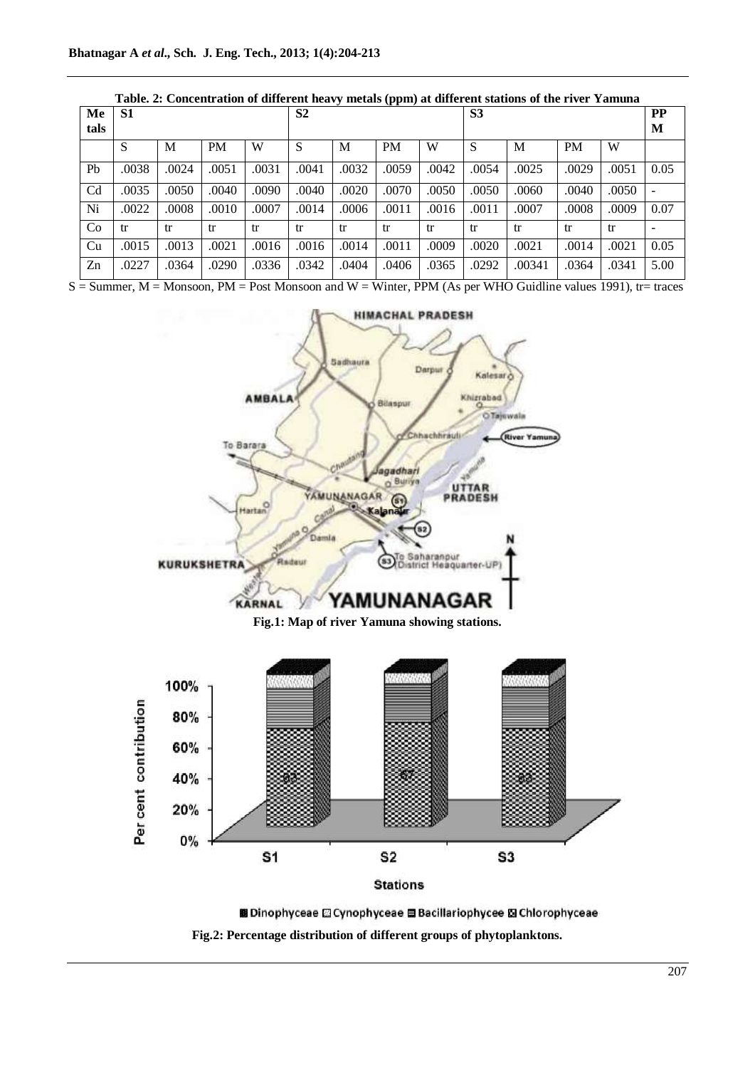**Table. 2: Concentration of different heavy metals (ppm) at different stations of the river Yamuna**

| Metals | S1 | | | | S2 | | | | S3 | | | | PPM |
|---|---|---|---|---|---|---|---|---|---|---|---|---|---|
| | S | M | PM | W | S | M | PM | W | S | M | PM | W | |
| Pb | .0038 | .0024 | .0051 | .0031 | .0041 | .0032 | .0059 | .0042 | .0054 | .0025 | .0029 | .0051 | 0.05 |
| Cd | .0035 | .0050 | .0040 | .0090 | .0040 | .0020 | .0070 | .0050 | .0050 | .0060 | .0040 | .0050 | - |
| Ni | .0022 | .0008 | .0010 | .0007 | .0014 | .0006 | .0011 | .0016 | .0011 | .0007 | .0008 | .0009 | 0.07 |
| Co | tr | tr | tr | tr | tr | tr | tr | tr | tr | tr | tr | tr | - |
| Cu | .0015 | .0013 | .0021 | .0016 | .0016 | .0014 | .0011 | .0009 | .0020 | .0021 | .0014 | .0021 | 0.05 |
| Zn | .0227 | .0364 | .0290 | .0336 | .0342 | .0404 | .0406 | .0365 | .0292 | .00341 | .0364 | .0341 | 5.00 |

S = Summer, M = Monsoon, PM = Post Monsoon and W = Winter, PPM (As per WHO Guidline values 1991), tr= traces

**Fig.1: Map of river Yamuna showing stations.**

**Fig.2: Percentage distribution of different groups of phytoplanktons.**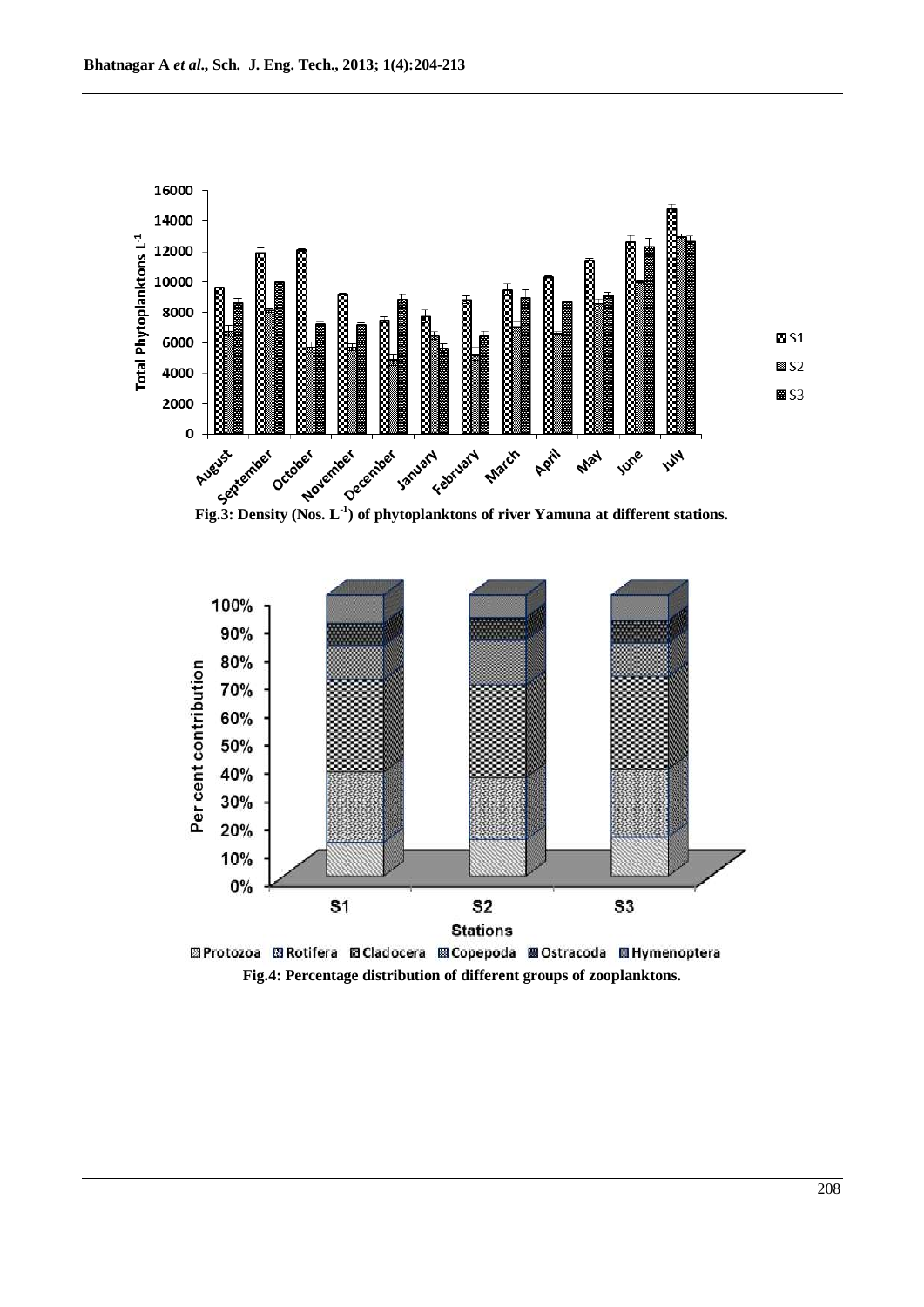Fig.3: Density (Nos. $L^{-1}$) of phytoplanktons of river Yamuna at different stations.

Fig.4: Percentage distribution of different groups of zooplanktons.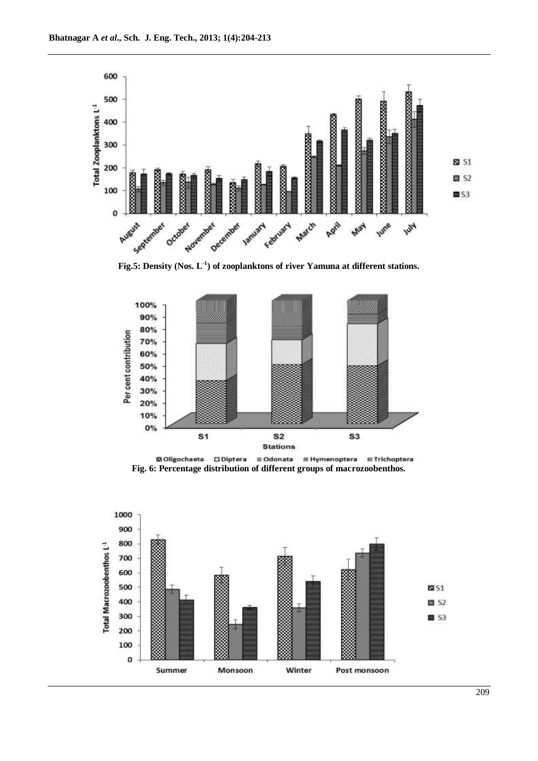Fig.5: Density (Nos. $L^{-1}$) of zooplanktons of river Yamuna at different stations.

Fig. 6: Percentage distribution of different groups of macrozoobenthos.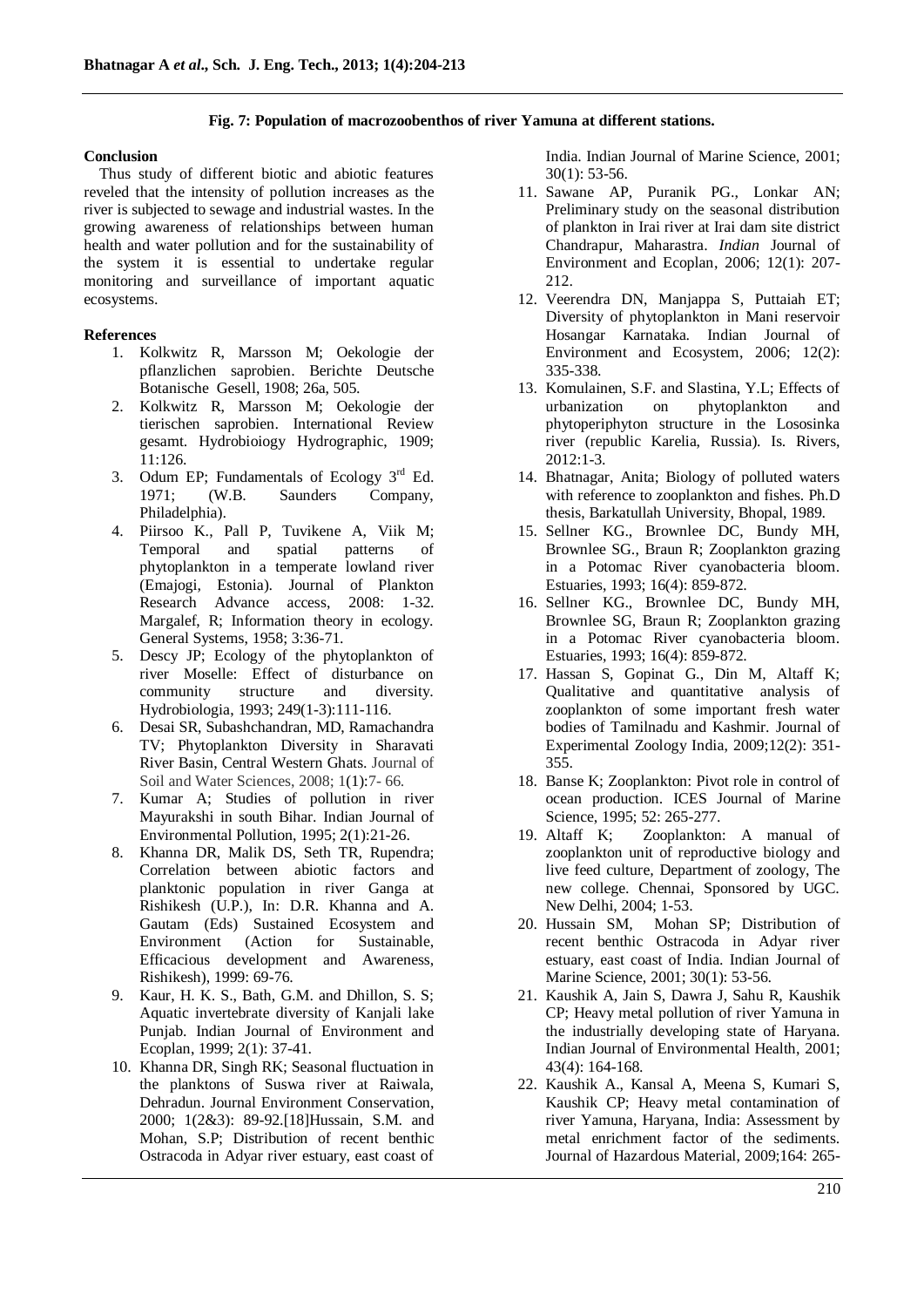**Fig. 7: Population of macrozoobenthos of river Yamuna at different stations.**

**Conclusion**

Thus study of different biotic and abiotic features reveled that the intensity of pollution increases as the river is subjected to sewage and industrial wastes. In the growing awareness of relationships between human health and water pollution and for the sustainability of the system it is essential to undertake regular monitoring and surveillance of important aquatic ecosystems.

**References**

1. Kolkwitz R, Marsson M; Oekologie der pflanzlichen saprobien. Berichte Deutsche Botanische Gesell, 1908; 26a, 505.
2. Kolkwitz R, Marsson M; Oekologie der tierischen saprobien. International Review gesamt. Hydrobioiogy Hydrographic, 1909; 11:126.
3. Odum EP; Fundamentals of Ecology 3rd Ed. 1971; (W.B. Saunders Company, Philadelphia).
4. Piirsoo K., Pall P, Tuvikene A, Viik M; Temporal and spatial patterns of phytoplankton in a temperate lowland river (Emajogi, Estonia). Journal of Plankton Research Advance access, 2008: 1-32. Margalef, R; Information theory in ecology. General Systems, 1958; 3:36-71.
5. Descy JP; Ecology of the phytoplankton of river Moselle: Effect of disturbance on community structure and diversity. Hydrobiologia, 1993; 249(1-3):111-116.
6. Desai SR, Subashchandran, MD, Ramachandra TV; Phytoplankton Diversity in Sharavati River Basin, Central Western Ghats. Journal of Soil and Water Sciences, 2008; 1(1):7- 66.
7. Kumar A; Studies of pollution in river Mayurakshi in south Bihar. Indian Journal of Environmental Pollution, 1995; 2(1):21-26.
8. Khanna DR, Malik DS, Seth TR, Rupendra; Correlation between abiotic factors and planktonic population in river Ganga at Rishikesh (U.P.), In: D.R. Khanna and A. Gautam (Eds) Sustained Ecosystem and Environment (Action for Sustainable, Efficacious development and Awareness, Rishikesh), 1999: 69-76.
9. Kaur, H. K. S., Bath, G.M. and Dhillon, S. S; Aquatic invertebrate diversity of Kanjali lake Punjab. Indian Journal of Environment and Ecoplan, 1999; 2(1): 37-41.
10. Khanna DR, Singh RK; Seasonal fluctuation in the planktons of Suswa river at Raiwala, Dehradun. Journal Environment Conservation, 2000; 1(2&3): 89-92.[18]Hussain, S.M. and Mohan, S.P; Distribution of recent benthic Ostracoda in Adyar river estuary, east coast of India. Indian Journal of Marine Science, 2001; 30(1): 53-56.
11. Sawane AP, Puranik PG., Lonkar AN; Preliminary study on the seasonal distribution of plankton in Irai river at Irai dam site district Chandrapur, Maharastra. *Indian* Journal of Environment and Ecoplan, 2006; 12(1): 207-212.
12. Veerendra DN, Manjappa S, Puttaiah ET; Diversity of phytoplankton in Mani reservoir Hosangar Karnataka. Indian Journal of Environment and Ecosystem, 2006; 12(2): 335-338.
13. Komulainen, S.F. and Slastina, Y.L; Effects of urbanization on phytoplankton and phytoperiphyton structure in the Lososinka river (republic Karelia, Russia). Is. Rivers, 2012:1-3.
14. Bhatnagar, Anita; Biology of polluted waters with reference to zooplankton and fishes. Ph.D thesis, Barkatullah University, Bhopal, 1989.
15. Sellner KG., Brownlee DC, Bundy MH, Brownlee SG., Braun R; Zooplankton grazing in a Potomac River cyanobacteria bloom. Estuaries, 1993; 16(4): 859-872.
16. Sellner KG., Brownlee DC, Bundy MH, Brownlee SG, Braun R; Zooplankton grazing in a Potomac River cyanobacteria bloom. Estuaries, 1993; 16(4): 859-872.
17. Hassan S, Gopinat G., Din M, Altaff K; Qualitative and quantitative analysis of zooplankton of some important fresh water bodies of Tamilnadu and Kashmir. Journal of Experimental Zoology India, 2009;12(2): 351-355.
18. Banse K; Zooplankton: Pivot role in control of ocean production. ICES Journal of Marine Science, 1995; 52: 265-277.
19. Altaff K; Zooplankton: A manual of zooplankton unit of reproductive biology and live feed culture, Department of zoology, The new college. Chennai, Sponsored by UGC. New Delhi, 2004; 1-53.
20. Hussain SM, Mohan SP; Distribution of recent benthic Ostracoda in Adyar river estuary, east coast of India. Indian Journal of Marine Science, 2001; 30(1): 53-56.
21. Kaushik A, Jain S, Dawra J, Sahu R, Kaushik CP; Heavy metal pollution of river Yamuna in the industrially developing state of Haryana. Indian Journal of Environmental Health, 2001; 43(4): 164-168.
22. Kaushik A., Kansal A, Meena S, Kumari S, Kaushik CP; Heavy metal contamination of river Yamuna, Haryana, India: Assessment by metal enrichment factor of the sediments. Journal of Hazardous Material, 2009;164: 265-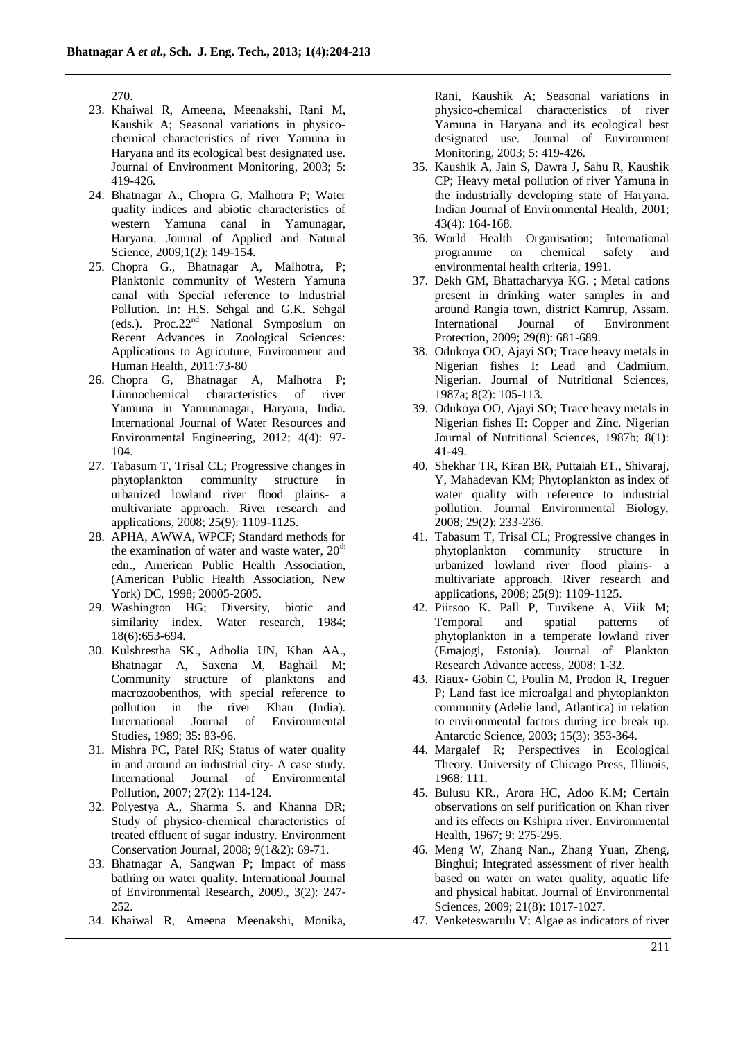270.

23. Khaiwal R, Ameena, Meenakshi, Rani M, Kaushik A; Seasonal variations in physico-chemical characteristics of river Yamuna in Haryana and its ecological best designated use. Journal of Environment Monitoring, 2003; 5: 419-426.
24. Bhatnagar A., Chopra G, Malhotra P; Water quality indices and abiotic characteristics of western Yamuna canal in Yamunagar, Haryana. Journal of Applied and Natural Science, 2009;1(2): 149-154.
25. Chopra G., Bhatnagar A, Malhotra, P; Planktonic community of Western Yamuna canal with Special reference to Industrial Pollution. In: H.S. Sehgal and G.K. Sehgal (eds.). Proc.22nd National Symposium on Recent Advances in Zoological Sciences: Applications to Agricuture, Environment and Human Health, 2011:73-80
26. Chopra G, Bhatnagar A, Malhotra P; Limnochemical characteristics of river Yamuna in Yamunanagar, Haryana, India. International Journal of Water Resources and Environmental Engineering, 2012; 4(4): 97-104.
27. Tabasum T, Trisal CL; Progressive changes in phytoplankton community structure in urbanized lowland river flood plains- a multivariate approach. River research and applications, 2008; 25(9): 1109-1125.
28. APHA, AWWA, WPCF; Standard methods for the examination of water and waste water, 20th edn., American Public Health Association, (American Public Health Association, New York) DC, 1998; 20005-2605.
29. Washington HG; Diversity, biotic and similarity index. Water research, 1984; 18(6):653-694.
30. Kulshrestha SK., Adholia UN, Khan AA., Bhatnagar A, Saxena M, Baghail M; Community structure of planktons and macrozoobenthos, with special reference to pollution in the river Khan (India). International Journal of Environmental Studies, 1989; 35: 83-96.
31. Mishra PC, Patel RK; Status of water quality in and around an industrial city- A case study. International Journal of Environmental Pollution, 2007; 27(2): 114-124.
32. Polyestya A., Sharma S. and Khanna DR; Study of physico-chemical characteristics of treated effluent of sugar industry. Environment Conservation Journal, 2008; 9(1&2): 69-71.
33. Bhatnagar A, Sangwan P; Impact of mass bathing on water quality. International Journal of Environmental Research, 2009., 3(2): 247-252.
34. Khaiwal R, Ameena Meenakshi, Monika, Rani, Kaushik A; Seasonal variations in physico-chemical characteristics of river Yamuna in Haryana and its ecological best designated use. Journal of Environment Monitoring, 2003; 5: 419-426.
35. Kaushik A, Jain S, Dawra J, Sahu R, Kaushik CP; Heavy metal pollution of river Yamuna in the industrially developing state of Haryana. Indian Journal of Environmental Health, 2001; 43(4): 164-168.
36. World Health Organisation; International programme on chemical safety and environmental health criteria, 1991.
37. Dekh GM, Bhattacharyya KG. ; Metal cations present in drinking water samples in and around Rangia town, district Kamrup, Assam. International Journal of Environment Protection, 2009; 29(8): 681-689.
38. Odukoya OO, Ajayi SO; Trace heavy metals in Nigerian fishes I: Lead and Cadmium. Nigerian. Journal of Nutritional Sciences, 1987a; 8(2): 105-113.
39. Odukoya OO, Ajayi SO; Trace heavy metals in Nigerian fishes II: Copper and Zinc. Nigerian Journal of Nutritional Sciences, 1987b; 8(1): 41-49.
40. Shekhar TR, Kiran BR, Puttaiah ET., Shivaraj, Y, Mahadevan KM; Phytoplankton as index of water quality with reference to industrial pollution. Journal Environmental Biology, 2008; 29(2): 233-236.
41. Tabasum T, Trisal CL; Progressive changes in phytoplankton community structure in urbanized lowland river flood plains- a multivariate approach. River research and applications, 2008; 25(9): 1109-1125.
42. Piirsoo K. Pall P, Tuvikene A, Viik M; Temporal and spatial patterns of phytoplankton in a temperate lowland river (Emajogi, Estonia). Journal of Plankton Research Advance access, 2008: 1-32.
43. Riaux- Gobin C, Poulin M, Prodon R, Treguer P; Land fast ice microalgal and phytoplankton community (Adelie land, Atlantica) in relation to environmental factors during ice break up. Antarctic Science, 2003; 15(3): 353-364.
44. Margalef R; Perspectives in Ecological Theory. University of Chicago Press, Illinois, 1968: 111.
45. Bulusu KR., Arora HC, Adoo K.M; Certain observations on self purification on Khan river and its effects on Kshipra river. Environmental Health, 1967; 9: 275-295.
46. Meng W, Zhang Nan., Zhang Yuan, Zheng, Binghui; Integrated assessment of river health based on water on water quality, aquatic life and physical habitat. Journal of Environmental Sciences, 2009; 21(8): 1017-1027.
47. Venketeswarulu V; Algae as indicators of river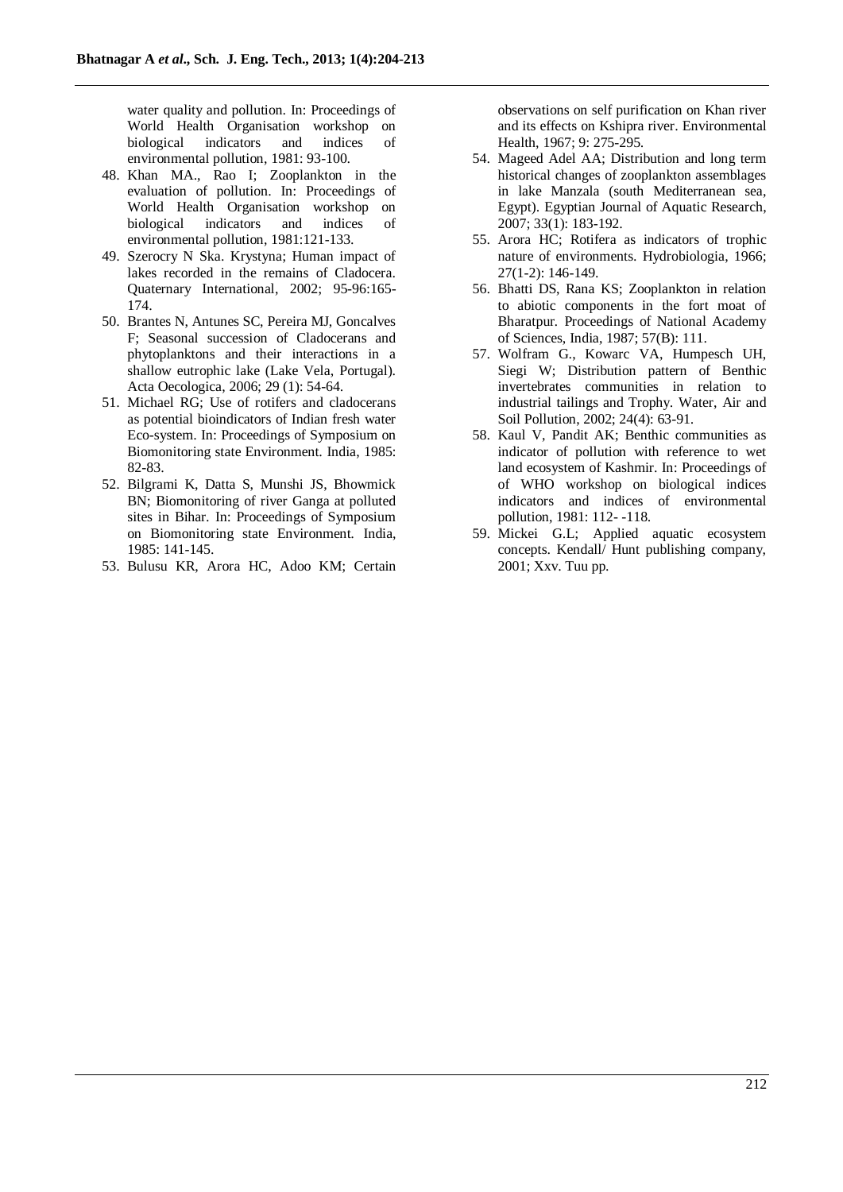water quality and pollution. In: Proceedings of World Health Organisation workshop on biological indicators and indices of environmental pollution, 1981: 93-100.

48. Khan MA., Rao I; Zooplankton in the evaluation of pollution. In: Proceedings of World Health Organisation workshop on biological indicators and indices of environmental pollution, 1981:121-133.
49. Szerocry N Ska. Krystyna; Human impact of lakes recorded in the remains of Cladocera. Quaternary International, 2002; 95-96:165-174.
50. Brantes N, Antunes SC, Pereira MJ, Goncalves F; Seasonal succession of Cladocerans and phytoplanktons and their interactions in a shallow eutrophic lake (Lake Vela, Portugal). Acta Oecologica, 2006; 29 (1): 54-64.
51. Michael RG; Use of rotifers and cladocerans as potential bioindicators of Indian fresh water Eco-system. In: Proceedings of Symposium on Biomonitoring state Environment. India, 1985: 82-83.
52. Bilgrami K, Datta S, Munshi JS, Bhowmick BN; Biomonitoring of river Ganga at polluted sites in Bihar. In: Proceedings of Symposium on Biomonitoring state Environment. India, 1985: 141-145.
53. Bulusu KR, Arora HC, Adoo KM; Certain observations on self purification on Khan river and its effects on Kshipra river. Environmental Health, 1967; 9: 275-295.
54. Mageed Adel AA; Distribution and long term historical changes of zooplankton assemblages in lake Manzala (south Mediterranean sea, Egypt). Egyptian Journal of Aquatic Research, 2007; 33(1): 183-192.
55. Arora HC; Rotifera as indicators of trophic nature of environments. Hydrobiologia, 1966; 27(1-2): 146-149.
56. Bhatti DS, Rana KS; Zooplankton in relation to abiotic components in the fort moat of Bharatpur. Proceedings of National Academy of Sciences, India, 1987; 57(B): 111.
57. Wolfram G., Kowarc VA, Humpesch UH, Siegi W; Distribution pattern of Benthic invertebrates communities in relation to industrial tailings and Trophy. Water, Air and Soil Pollution, 2002; 24(4): 63-91.
58. Kaul V, Pandit AK; Benthic communities as indicator of pollution with reference to wet land ecosystem of Kashmir. In: Proceedings of of WHO workshop on biological indices indicators and indices of environmental pollution, 1981: 112- -118.
59. Mickei G.L; Applied aquatic ecosystem concepts. Kendall/ Hunt publishing company, 2001; Xxv. Tuu pp.